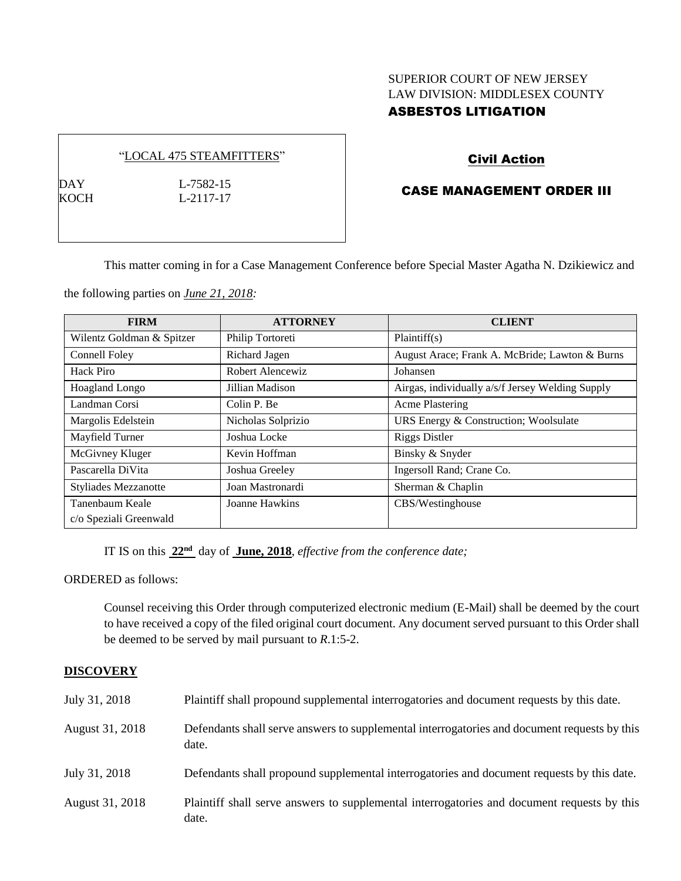SUPERIOR COURT OF NEW JERSEY
LAW DIVISION: MIDDLESEX COUNTY
**ASBESTOS LITIGATION**

"LOCAL 475 STEAMFITTERS"

| | |
|---|---|
| DAY | L-7582-15 |
| KOCH | L-2117-17 |

**Civil Action**

**CASE MANAGEMENT ORDER III**

This matter coming in for a Case Management Conference before Special Master Agatha N. Dzikiewicz and the following parties on *June 21, 2018:*

| FIRM | ATTORNEY | CLIENT |
|---|---|---|
| Wilentz Goldman & Spitzer | Philip Tortoreti | Plaintiff(s) |
| Connell Foley | Richard Jagen | August Arace; Frank A. McBride; Lawton & Burns |
| Hack Piro | Robert Alencewiz | Johansen |
| Hoagland Longo | Jillian Madison | Airgas, individually a/s/f Jersey Welding Supply |
| Landman Corsi | Colin P. Be | Acme Plastering |
| Margolis Edelstein | Nicholas Solprizio | URS Energy & Construction; Woolsulate |
| Mayfield Turner | Joshua Locke | Riggs Distler |
| McGivney Kluger | Kevin Hoffman | Binsky & Snyder |
| Pascarella DiVita | Joshua Greeley | Ingersoll Rand; Crane Co. |
| Styliades Mezzanotte | Joan Mastronardi | Sherman & Chaplin |
| Tanenbaum Keale c/o Speziali Greenwald | Joanne Hawkins | CBS/Westinghouse |

IT IS on this **22nd** day of **June, 2018**, *effective from the conference date;*

ORDERED as follows:

Counsel receiving this Order through computerized electronic medium (E-Mail) shall be deemed by the court to have received a copy of the filed original court document. Any document served pursuant to this Order shall be deemed to be served by mail pursuant to *R*.1:5-2.

## DISCOVERY

| | |
|---|---|
| July 31, 2018 | Plaintiff shall propound supplemental interrogatories and document requests by this date. |
| August 31, 2018 | Defendants shall serve answers to supplemental interrogatories and document requests by this date. |
| July 31, 2018 | Defendants shall propound supplemental interrogatories and document requests by this date. |
| August 31, 2018 | Plaintiff shall serve answers to supplemental interrogatories and document requests by this date. |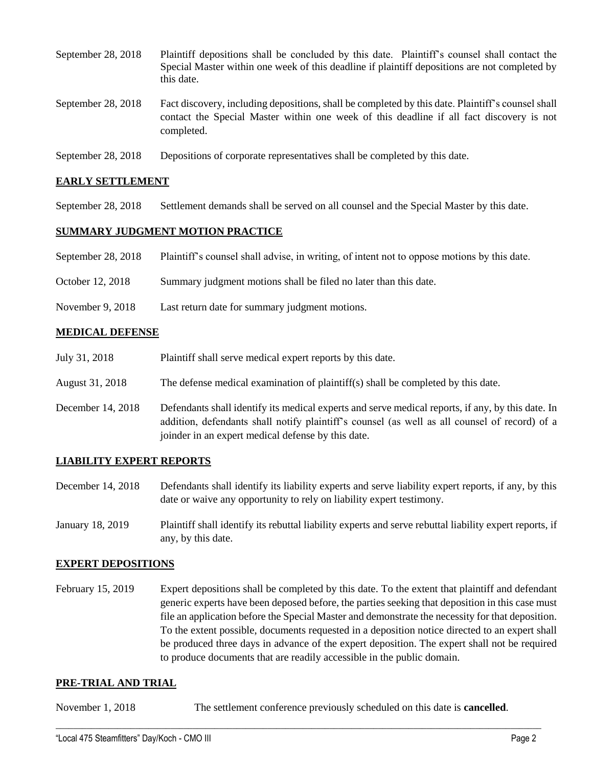| | |
|---|---|
| September 28, 2018 | Plaintiff depositions shall be concluded by this date. Plaintiff's counsel shall contact the Special Master within one week of this deadline if plaintiff depositions are not completed by this date. |
| September 28, 2018 | Fact discovery, including depositions, shall be completed by this date. Plaintiff's counsel shall contact the Special Master within one week of this deadline if all fact discovery is not completed. |
| September 28, 2018 | Depositions of corporate representatives shall be completed by this date. |

## EARLY SETTLEMENT

| | |
|---|---|
| September 28, 2018 | Settlement demands shall be served on all counsel and the Special Master by this date. |

## SUMMARY JUDGMENT MOTION PRACTICE

| | |
|---|---|
| September 28, 2018 | Plaintiff's counsel shall advise, in writing, of intent not to oppose motions by this date. |
| October 12, 2018 | Summary judgment motions shall be filed no later than this date. |
| November 9, 2018 | Last return date for summary judgment motions. |

## MEDICAL DEFENSE

| | |
|---|---|
| July 31, 2018 | Plaintiff shall serve medical expert reports by this date. |
| August 31, 2018 | The defense medical examination of plaintiff(s) shall be completed by this date. |
| December 14, 2018 | Defendants shall identify its medical experts and serve medical reports, if any, by this date. In addition, defendants shall notify plaintiff's counsel (as well as all counsel of record) of a joinder in an expert medical defense by this date. |

## LIABILITY EXPERT REPORTS

| | |
|---|---|
| December 14, 2018 | Defendants shall identify its liability experts and serve liability expert reports, if any, by this date or waive any opportunity to rely on liability expert testimony. |
| January 18, 2019 | Plaintiff shall identify its rebuttal liability experts and serve rebuttal liability expert reports, if any, by this date. |

## EXPERT DEPOSITIONS

| | |
|---|---|
| February 15, 2019 | Expert depositions shall be completed by this date. To the extent that plaintiff and defendant generic experts have been deposed before, the parties seeking that deposition in this case must file an application before the Special Master and demonstrate the necessity for that deposition. To the extent possible, documents requested in a deposition notice directed to an expert shall be produced three days in advance of the expert deposition. The expert shall not be required to produce documents that are readily accessible in the public domain. |

## PRE-TRIAL AND TRIAL

| | |
|---|---|
| November 1, 2018 | The settlement conference previously scheduled on this date is **cancelled**. |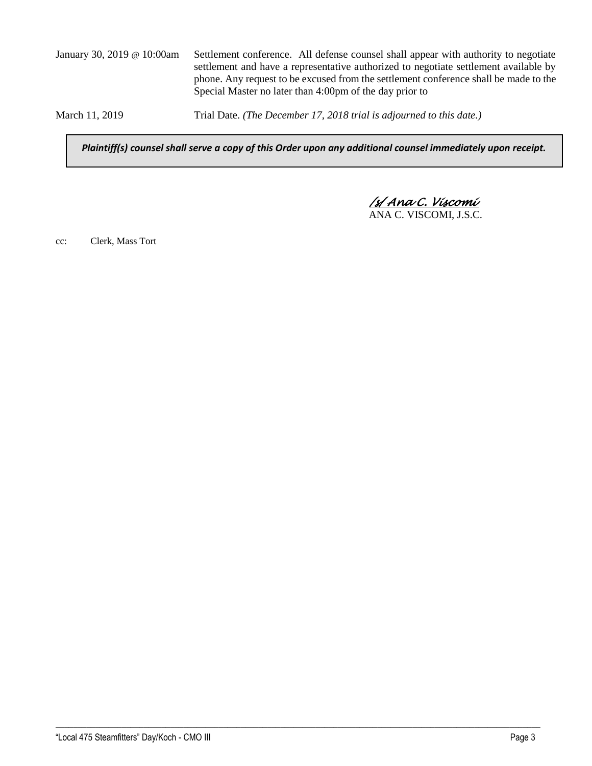| | |
|---|---|
| January 30, 2019 @ 10:00am | Settlement conference. All defense counsel shall appear with authority to negotiate settlement and have a representative authorized to negotiate settlement available by phone. Any request to be excused from the settlement conference shall be made to the Special Master no later than 4:00pm of the day prior to |
| March 11, 2019 | Trial Date. *(The December 17, 2018 trial is adjourned to this date.)* |

***Plaintiff(s) counsel shall serve a copy of this Order upon any additional counsel immediately upon receipt.***

*/s/ Ana C. Viscomi*
ANA C. VISCOMI, J.S.C.

cc: Clerk, Mass Tort